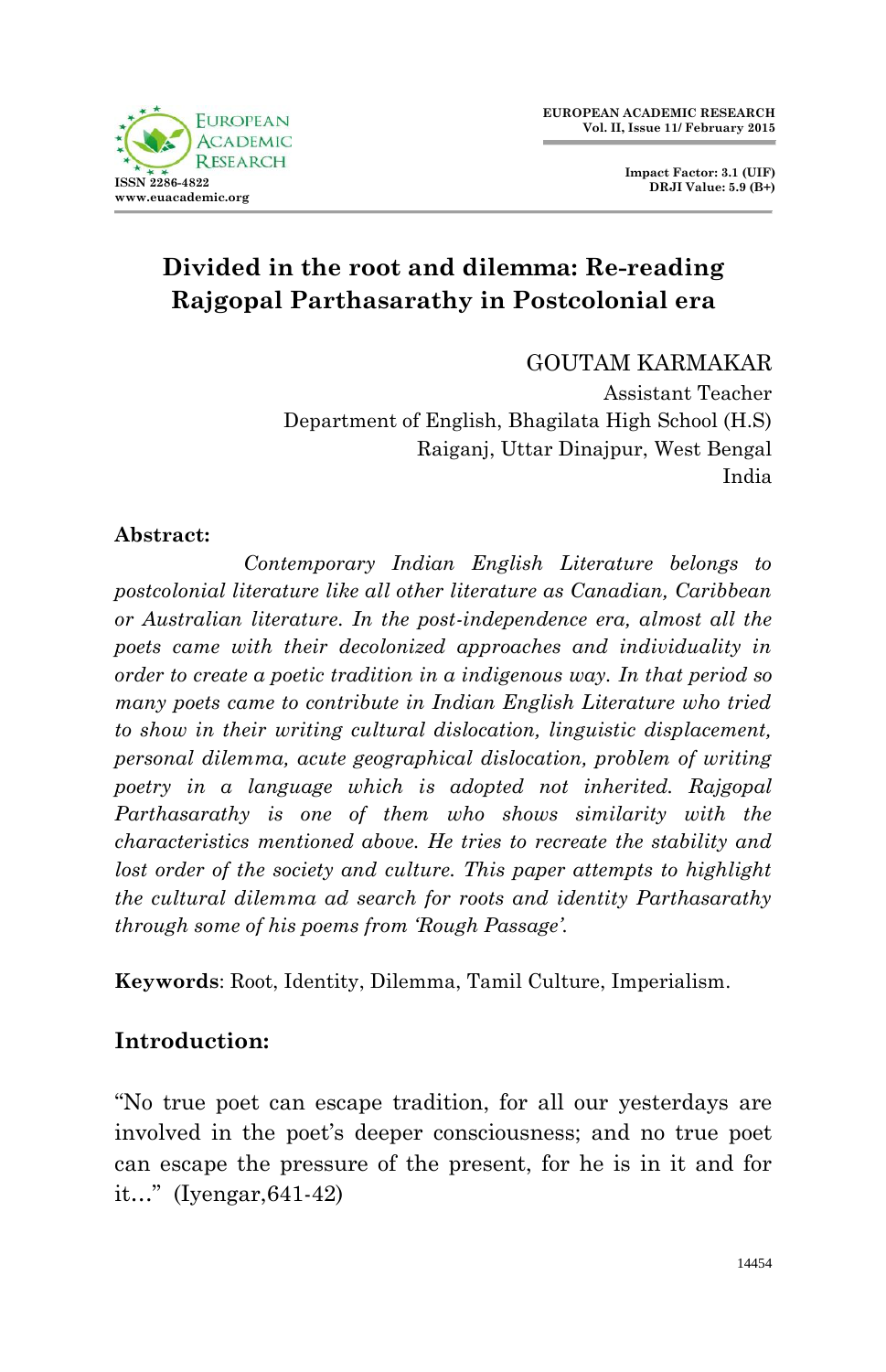# Divided in the root and dilemma: Re-reading Rajgopal Parthasarathy in Postcolonial era

GOUTAM KARMAKAR
Assistant Teacher
Department of English, Bhagilata High School (H.S)
Raiganj, Uttar Dinajpur, West Bengal
India

**Abstract:**

*Contemporary Indian English Literature belongs to postcolonial literature like all other literature as Canadian, Caribbean or Australian literature. In the post-independence era, almost all the poets came with their decolonized approaches and individuality in order to create a poetic tradition in a indigenous way. In that period so many poets came to contribute in Indian English Literature who tried to show in their writing cultural dislocation, linguistic displacement, personal dilemma, acute geographical dislocation, problem of writing poetry in a language which is adopted not inherited. Rajgopal Parthasarathy is one of them who shows similarity with the characteristics mentioned above. He tries to recreate the stability and lost order of the society and culture. This paper attempts to highlight the cultural dilemma ad search for roots and identity Parthasarathy through some of his poems from 'Rough Passage'.*

**Keywords**: Root, Identity, Dilemma, Tamil Culture, Imperialism.

## Introduction:

"No true poet can escape tradition, for all our yesterdays are involved in the poet's deeper consciousness; and no true poet can escape the pressure of the present, for he is in it and for it…" (Iyengar,641-42)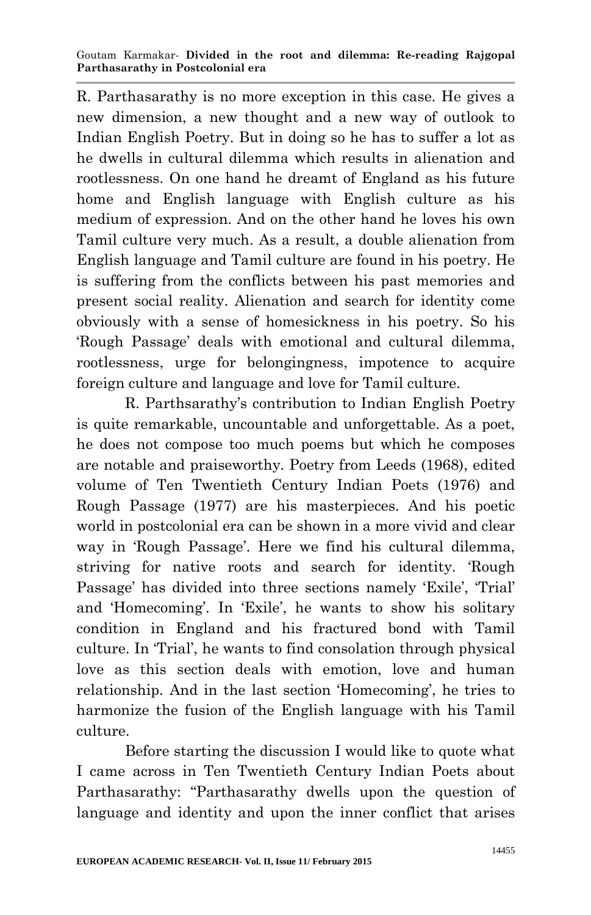R. Parthasarathy is no more exception in this case. He gives a new dimension, a new thought and a new way of outlook to Indian English Poetry. But in doing so he has to suffer a lot as he dwells in cultural dilemma which results in alienation and rootlessness. On one hand he dreamt of England as his future home and English language with English culture as his medium of expression. And on the other hand he loves his own Tamil culture very much. As a result, a double alienation from English language and Tamil culture are found in his poetry. He is suffering from the conflicts between his past memories and present social reality. Alienation and search for identity come obviously with a sense of homesickness in his poetry. So his 'Rough Passage' deals with emotional and cultural dilemma, rootlessness, urge for belongingness, impotence to acquire foreign culture and language and love for Tamil culture.

R. Parthsarathy's contribution to Indian English Poetry is quite remarkable, uncountable and unforgettable. As a poet, he does not compose too much poems but which he composes are notable and praiseworthy. Poetry from Leeds (1968), edited volume of Ten Twentieth Century Indian Poets (1976) and Rough Passage (1977) are his masterpieces. And his poetic world in postcolonial era can be shown in a more vivid and clear way in 'Rough Passage'. Here we find his cultural dilemma, striving for native roots and search for identity. 'Rough Passage' has divided into three sections namely 'Exile', 'Trial' and 'Homecoming'. In 'Exile', he wants to show his solitary condition in England and his fractured bond with Tamil culture. In 'Trial', he wants to find consolation through physical love as this section deals with emotion, love and human relationship. And in the last section 'Homecoming', he tries to harmonize the fusion of the English language with his Tamil culture.

Before starting the discussion I would like to quote what I came across in Ten Twentieth Century Indian Poets about Parthasarathy: "Parthasarathy dwells upon the question of language and identity and upon the inner conflict that arises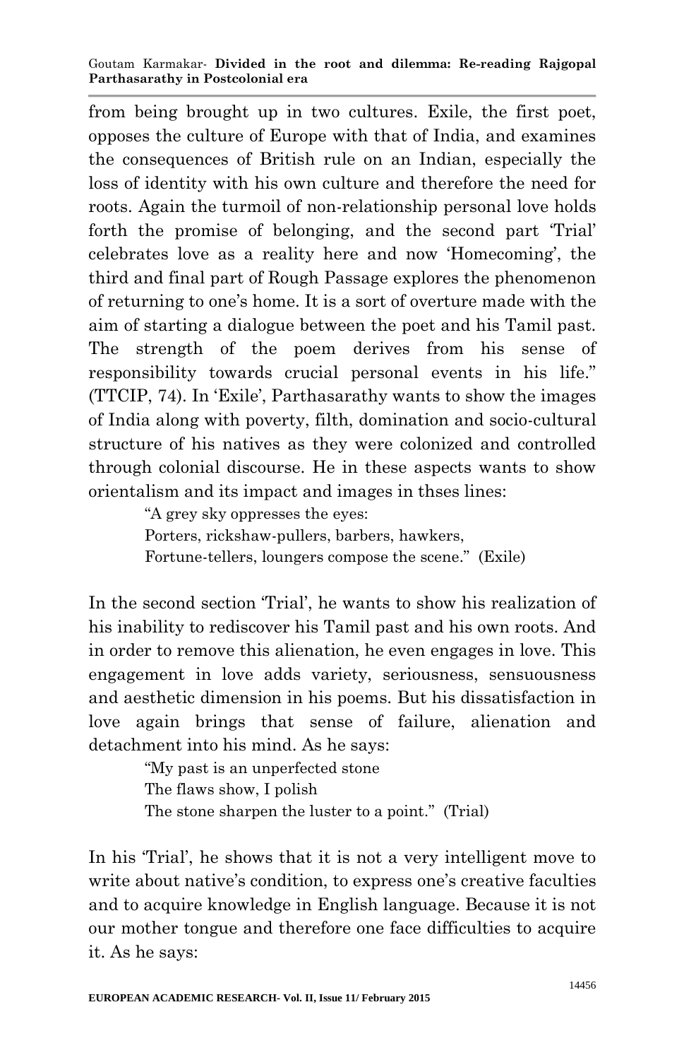from being brought up in two cultures. Exile, the first poet, opposes the culture of Europe with that of India, and examines the consequences of British rule on an Indian, especially the loss of identity with his own culture and therefore the need for roots. Again the turmoil of non-relationship personal love holds forth the promise of belonging, and the second part 'Trial' celebrates love as a reality here and now 'Homecoming', the third and final part of Rough Passage explores the phenomenon of returning to one's home. It is a sort of overture made with the aim of starting a dialogue between the poet and his Tamil past. The strength of the poem derives from his sense of responsibility towards crucial personal events in his life." (TTCIP, 74). In 'Exile', Parthasarathy wants to show the images of India along with poverty, filth, domination and socio-cultural structure of his natives as they were colonized and controlled through colonial discourse. He in these aspects wants to show orientalism and its impact and images in thses lines:

> "A grey sky oppresses the eyes:
> Porters, rickshaw-pullers, barbers, hawkers,
> Fortune-tellers, loungers compose the scene." (Exile)

In the second section 'Trial', he wants to show his realization of his inability to rediscover his Tamil past and his own roots. And in order to remove this alienation, he even engages in love. This engagement in love adds variety, seriousness, sensuousness and aesthetic dimension in his poems. But his dissatisfaction in love again brings that sense of failure, alienation and detachment into his mind. As he says:

> "My past is an unperfected stone
> The flaws show, I polish
> The stone sharpen the luster to a point." (Trial)

In his 'Trial', he shows that it is not a very intelligent move to write about native's condition, to express one's creative faculties and to acquire knowledge in English language. Because it is not our mother tongue and therefore one face difficulties to acquire it. As he says: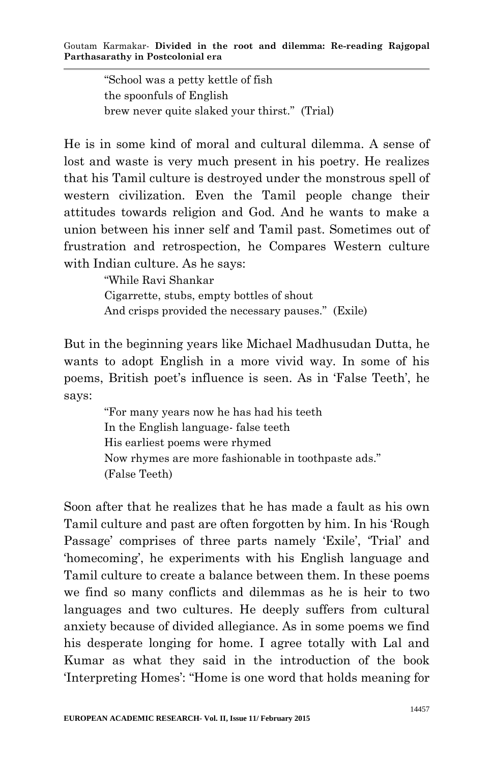> "School was a petty kettle of fish
> the spoonfuls of English
> brew never quite slaked your thirst." (Trial)

He is in some kind of moral and cultural dilemma. A sense of lost and waste is very much present in his poetry. He realizes that his Tamil culture is destroyed under the monstrous spell of western civilization. Even the Tamil people change their attitudes towards religion and God. And he wants to make a union between his inner self and Tamil past. Sometimes out of frustration and retrospection, he Compares Western culture with Indian culture. As he says:

> "While Ravi Shankar
> Cigarrette, stubs, empty bottles of shout
> And crisps provided the necessary pauses." (Exile)

But in the beginning years like Michael Madhusudan Dutta, he wants to adopt English in a more vivid way. In some of his poems, British poet's influence is seen. As in 'False Teeth', he says:

> "For many years now he has had his teeth
> In the English language- false teeth
> His earliest poems were rhymed
> Now rhymes are more fashionable in toothpaste ads."
> (False Teeth)

Soon after that he realizes that he has made a fault as his own Tamil culture and past are often forgotten by him. In his 'Rough Passage' comprises of three parts namely 'Exile', 'Trial' and 'homecoming', he experiments with his English language and Tamil culture to create a balance between them. In these poems we find so many conflicts and dilemmas as he is heir to two languages and two cultures. He deeply suffers from cultural anxiety because of divided allegiance. As in some poems we find his desperate longing for home. I agree totally with Lal and Kumar as what they said in the introduction of the book 'Interpreting Homes': "Home is one word that holds meaning for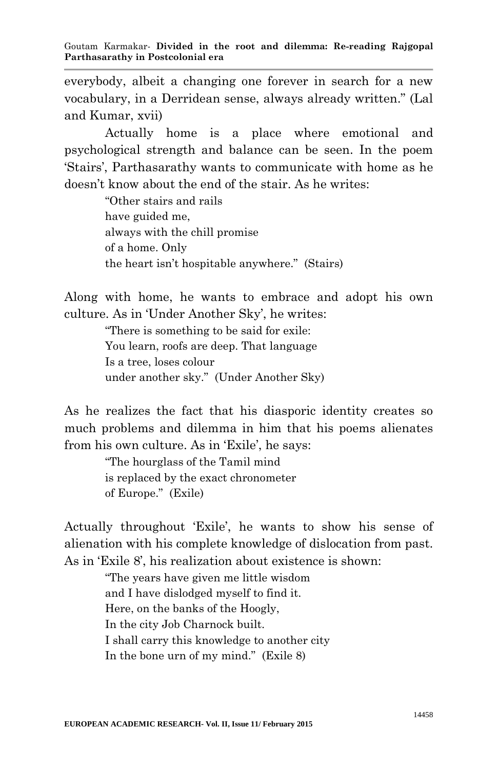everybody, albeit a changing one forever in search for a new vocabulary, in a Derridean sense, always already written." (Lal and Kumar, xvii)

Actually home is a place where emotional and psychological strength and balance can be seen. In the poem 'Stairs', Parthasarathy wants to communicate with home as he doesn't know about the end of the stair. As he writes:

> "Other stairs and rails  
> have guided me,  
> always with the chill promise  
> of a home. Only  
> the heart isn't hospitable anywhere." (Stairs)

Along with home, he wants to embrace and adopt his own culture. As in 'Under Another Sky', he writes:

> "There is something to be said for exile:  
> You learn, roofs are deep. That language  
> Is a tree, loses colour  
> under another sky." (Under Another Sky)

As he realizes the fact that his diasporic identity creates so much problems and dilemma in him that his poems alienates from his own culture. As in 'Exile', he says:

> "The hourglass of the Tamil mind  
> is replaced by the exact chronometer  
> of Europe." (Exile)

Actually throughout 'Exile', he wants to show his sense of alienation with his complete knowledge of dislocation from past. As in 'Exile 8', his realization about existence is shown:

> "The years have given me little wisdom  
> and I have dislodged myself to find it.  
> Here, on the banks of the Hoogly,  
> In the city Job Charnock built.  
> I shall carry this knowledge to another city  
> In the bone urn of my mind." (Exile 8)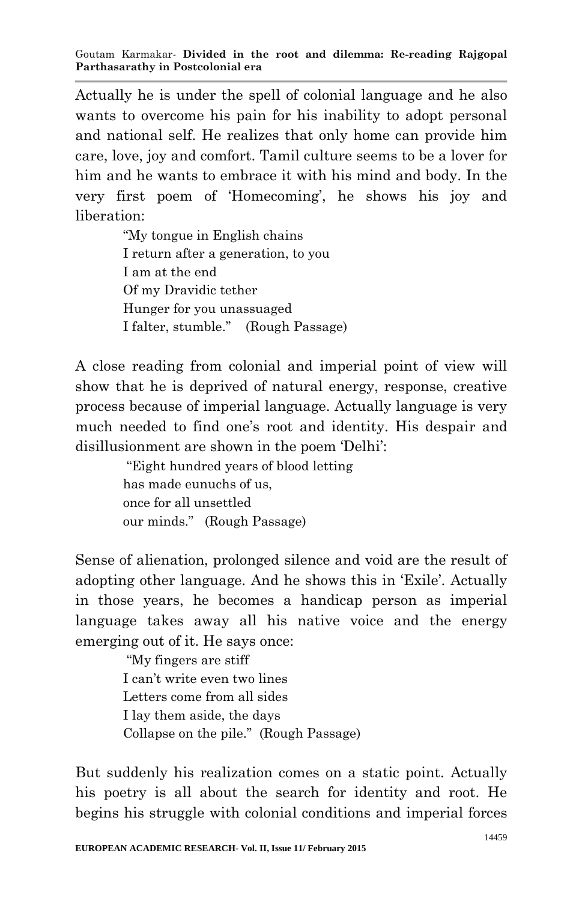Actually he is under the spell of colonial language and he also wants to overcome his pain for his inability to adopt personal and national self. He realizes that only home can provide him care, love, joy and comfort. Tamil culture seems to be a lover for him and he wants to embrace it with his mind and body. In the very first poem of 'Homecoming', he shows his joy and liberation:

> "My tongue in English chains
> I return after a generation, to you
> I am at the end
> Of my Dravidic tether
> Hunger for you unassuaged
> I falter, stumble." (Rough Passage)

A close reading from colonial and imperial point of view will show that he is deprived of natural energy, response, creative process because of imperial language. Actually language is very much needed to find one's root and identity. His despair and disillusionment are shown in the poem 'Delhi':

> "Eight hundred years of blood letting
> has made eunuchs of us,
> once for all unsettled
> our minds." (Rough Passage)

Sense of alienation, prolonged silence and void are the result of adopting other language. And he shows this in 'Exile'. Actually in those years, he becomes a handicap person as imperial language takes away all his native voice and the energy emerging out of it. He says once:

> "My fingers are stiff
> I can't write even two lines
> Letters come from all sides
> I lay them aside, the days
> Collapse on the pile." (Rough Passage)

But suddenly his realization comes on a static point. Actually his poetry is all about the search for identity and root. He begins his struggle with colonial conditions and imperial forces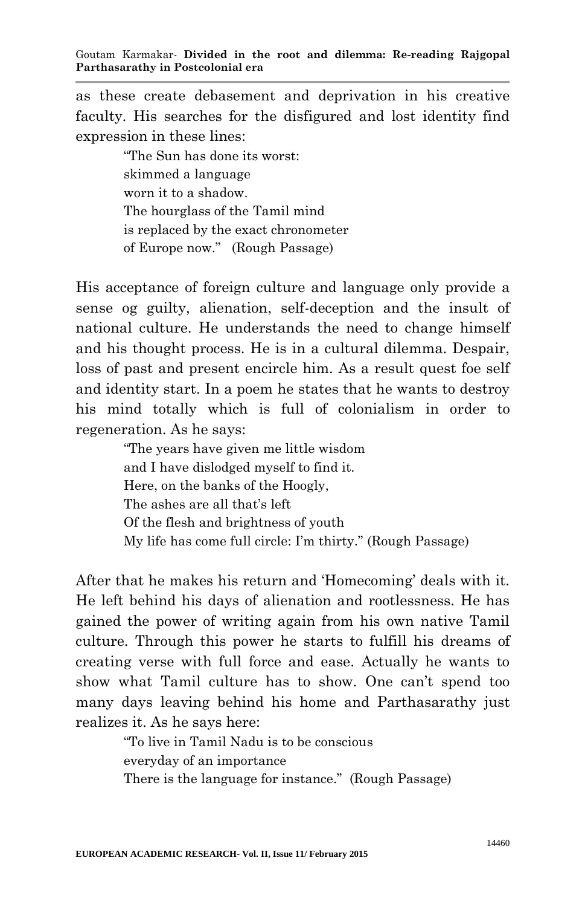as these create debasement and deprivation in his creative faculty. His searches for the disfigured and lost identity find expression in these lines:

> "The Sun has done its worst:
> skimmed a language
> worn it to a shadow.
> The hourglass of the Tamil mind
> is replaced by the exact chronometer
> of Europe now." (Rough Passage)

His acceptance of foreign culture and language only provide a sense og guilty, alienation, self-deception and the insult of national culture. He understands the need to change himself and his thought process. He is in a cultural dilemma. Despair, loss of past and present encircle him. As a result quest foe self and identity start. In a poem he states that he wants to destroy his mind totally which is full of colonialism in order to regeneration. As he says:

> "The years have given me little wisdom
> and I have dislodged myself to find it.
> Here, on the banks of the Hoogly,
> The ashes are all that's left
> Of the flesh and brightness of youth
> My life has come full circle: I'm thirty." (Rough Passage)

After that he makes his return and 'Homecoming' deals with it. He left behind his days of alienation and rootlessness. He has gained the power of writing again from his own native Tamil culture. Through this power he starts to fulfill his dreams of creating verse with full force and ease. Actually he wants to show what Tamil culture has to show. One can't spend too many days leaving behind his home and Parthasarathy just realizes it. As he says here:

> "To live in Tamil Nadu is to be conscious
> everyday of an importance
> There is the language for instance." (Rough Passage)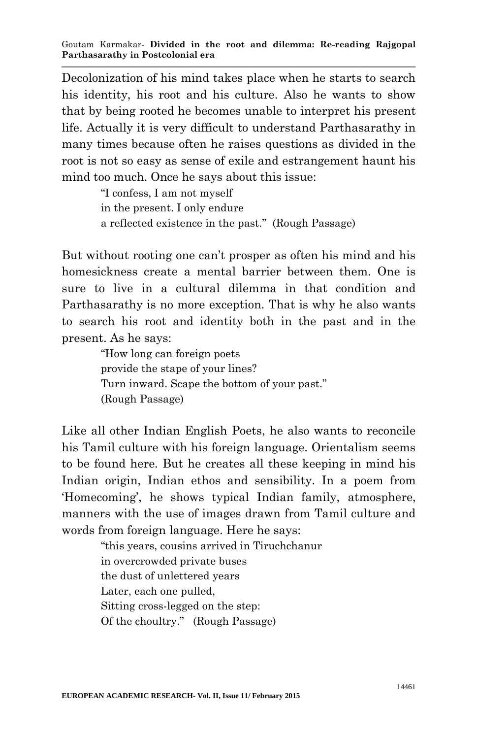Decolonization of his mind takes place when he starts to search his identity, his root and his culture. Also he wants to show that by being rooted he becomes unable to interpret his present life. Actually it is very difficult to understand Parthasarathy in many times because often he raises questions as divided in the root is not so easy as sense of exile and estrangement haunt his mind too much. Once he says about this issue:

> "I confess, I am not myself
> in the present. I only endure
> a reflected existence in the past." (Rough Passage)

But without rooting one can't prosper as often his mind and his homesickness create a mental barrier between them. One is sure to live in a cultural dilemma in that condition and Parthasarathy is no more exception. That is why he also wants to search his root and identity both in the past and in the present. As he says:

> "How long can foreign poets
> provide the stape of your lines?
> Turn inward. Scape the bottom of your past."
> (Rough Passage)

Like all other Indian English Poets, he also wants to reconcile his Tamil culture with his foreign language. Orientalism seems to be found here. But he creates all these keeping in mind his Indian origin, Indian ethos and sensibility. In a poem from 'Homecoming', he shows typical Indian family, atmosphere, manners with the use of images drawn from Tamil culture and words from foreign language. Here he says:

> "this years, cousins arrived in Tiruchchanur
> in overcrowded private buses
> the dust of unlettered years
> Later, each one pulled,
> Sitting cross-legged on the step:
> Of the choultry." (Rough Passage)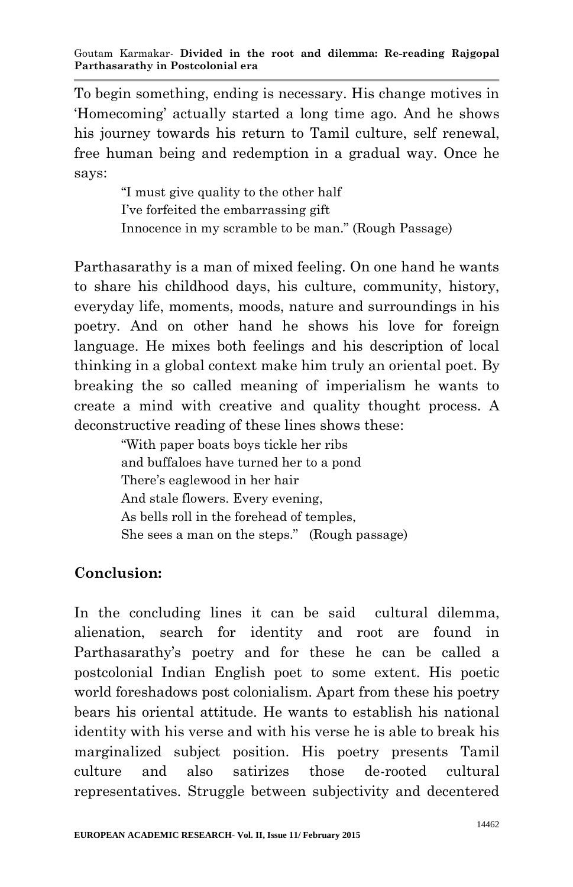To begin something, ending is necessary. His change motives in 'Homecoming' actually started a long time ago. And he shows his journey towards his return to Tamil culture, self renewal, free human being and redemption in a gradual way. Once he says:

> "I must give quality to the other half
> I've forfeited the embarrassing gift
> Innocence in my scramble to be man." (Rough Passage)

Parthasarathy is a man of mixed feeling. On one hand he wants to share his childhood days, his culture, community, history, everyday life, moments, moods, nature and surroundings in his poetry. And on other hand he shows his love for foreign language. He mixes both feelings and his description of local thinking in a global context make him truly an oriental poet. By breaking the so called meaning of imperialism he wants to create a mind with creative and quality thought process. A deconstructive reading of these lines shows these:

> "With paper boats boys tickle her ribs
> and buffaloes have turned her to a pond
> There's eaglewood in her hair
> And stale flowers. Every evening,
> As bells roll in the forehead of temples,
> She sees a man on the steps." (Rough passage)

## Conclusion:

In the concluding lines it can be said cultural dilemma, alienation, search for identity and root are found in Parthasarathy's poetry and for these he can be called a postcolonial Indian English poet to some extent. His poetic world foreshadows post colonialism. Apart from these his poetry bears his oriental attitude. He wants to establish his national identity with his verse and with his verse he is able to break his marginalized subject position. His poetry presents Tamil culture and also satirizes those de-rooted cultural representatives. Struggle between subjectivity and decentered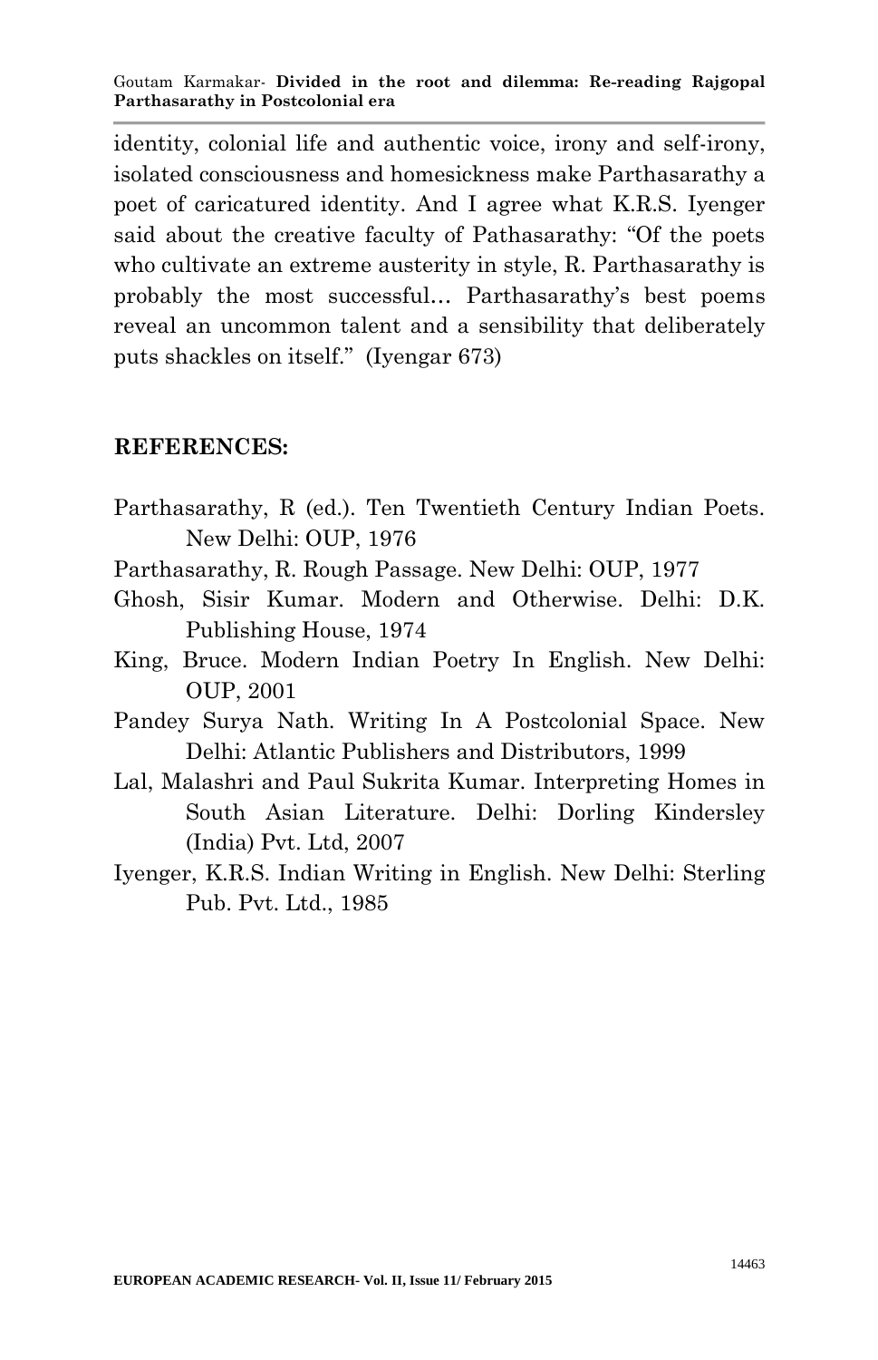identity, colonial life and authentic voice, irony and self-irony, isolated consciousness and homesickness make Parthasarathy a poet of caricatured identity. And I agree what K.R.S. Iyenger said about the creative faculty of Pathasarathy: "Of the poets who cultivate an extreme austerity in style, R. Parthasarathy is probably the most successful… Parthasarathy's best poems reveal an uncommon talent and a sensibility that deliberately puts shackles on itself." (Iyengar 673)

## REFERENCES:

Parthasarathy, R (ed.). Ten Twentieth Century Indian Poets. New Delhi: OUP, 1976

Parthasarathy, R. Rough Passage. New Delhi: OUP, 1977

Ghosh, Sisir Kumar. Modern and Otherwise. Delhi: D.K. Publishing House, 1974

King, Bruce. Modern Indian Poetry In English. New Delhi: OUP, 2001

Pandey Surya Nath. Writing In A Postcolonial Space. New Delhi: Atlantic Publishers and Distributors, 1999

Lal, Malashri and Paul Sukrita Kumar. Interpreting Homes in South Asian Literature. Delhi: Dorling Kindersley (India) Pvt. Ltd, 2007

Iyenger, K.R.S. Indian Writing in English. New Delhi: Sterling Pub. Pvt. Ltd., 1985